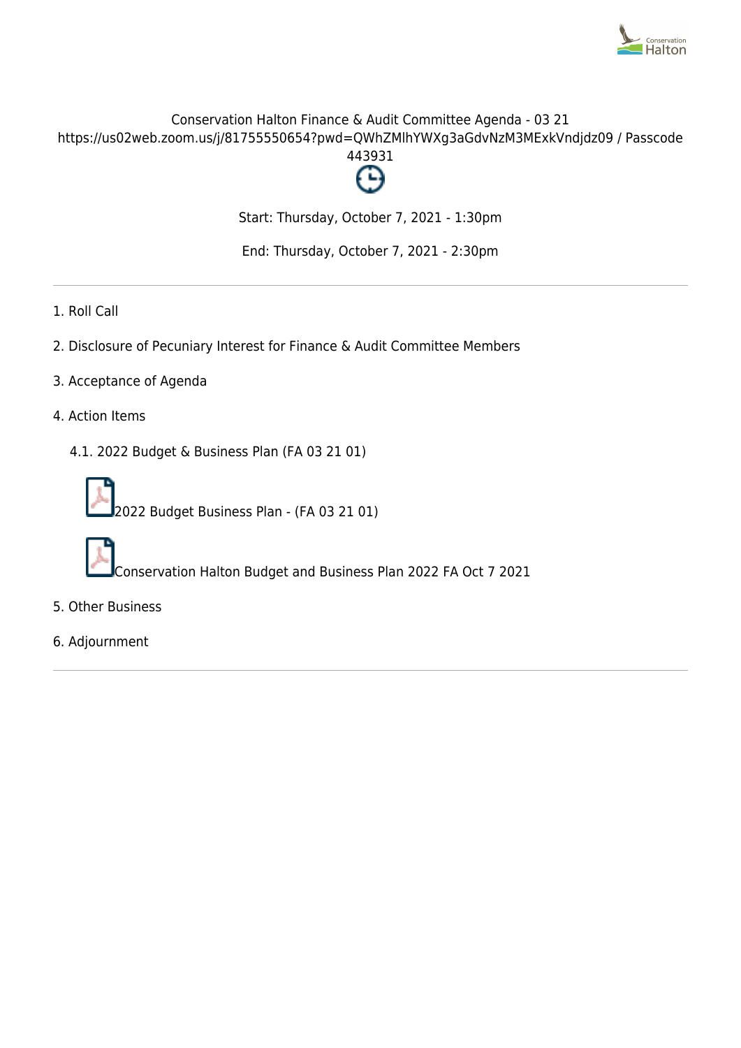# Conservation Halton Finance & Audit Committee Agenda - 03 21

https://us02web.zoom.us/j/81755550654?pwd=QWhZMlhYWXg3aGdvNzM3MExkVndjdz09 / Passcode 443931

Start: Thursday, October 7, 2021 - 1:30pm

End: Thursday, October 7, 2021 - 2:30pm

---

1. Roll Call
2. Disclosure of Pecuniary Interest for Finance & Audit Committee Members
3. Acceptance of Agenda
4. Action Items
    4.1. 2022 Budget & Business Plan (FA 03 21 01)

    2022 Budget Business Plan - (FA 03 21 01)

    Conservation Halton Budget and Business Plan 2022 FA Oct 7 2021
5. Other Business
6. Adjournment

---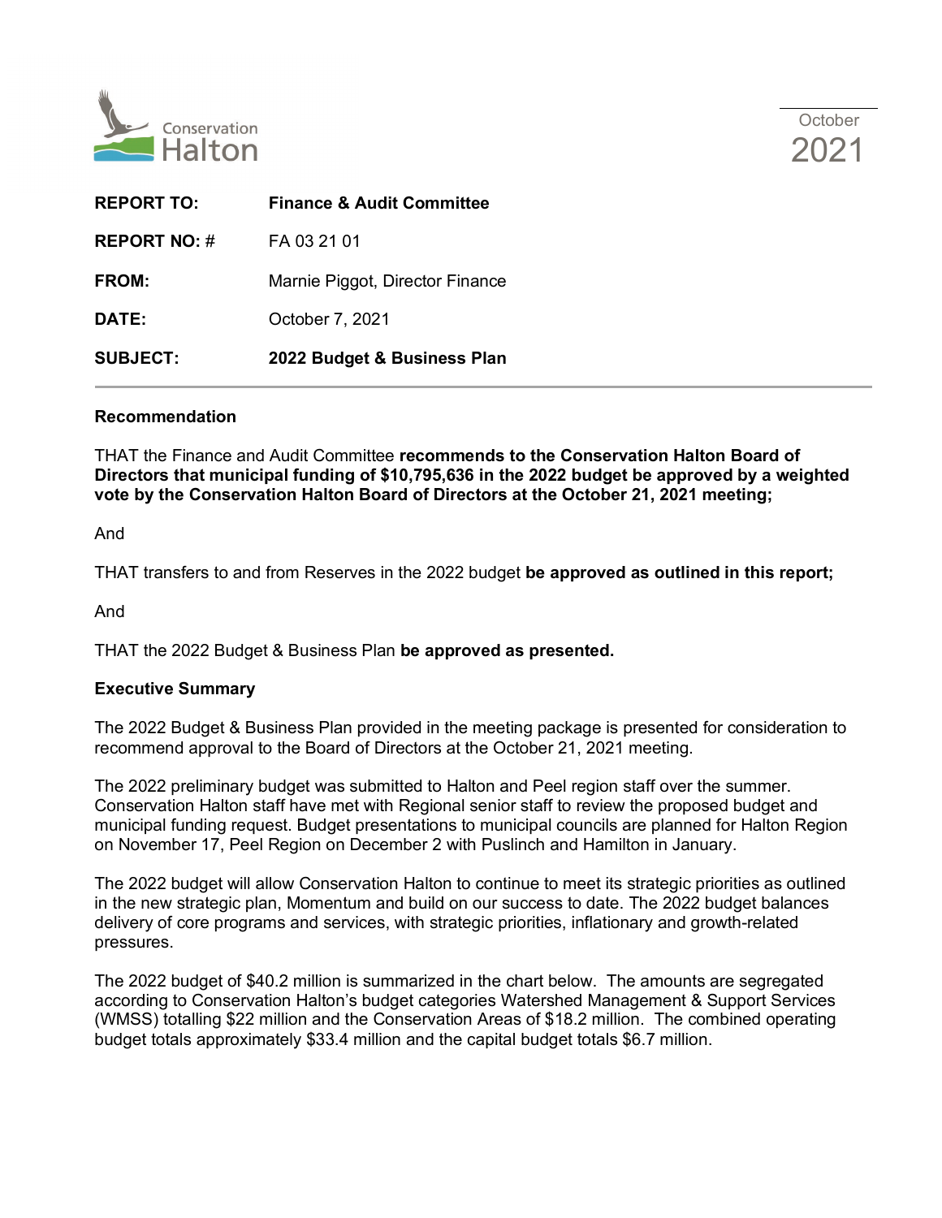Conservation Halton

October 2021

| | |
|---|---|
| **REPORT TO:** | **Finance & Audit Committee** |
| **REPORT NO: #** | FA 03 21 01 |
| **FROM:** | Marnie Piggot, Director Finance |
| **DATE:** | October 7, 2021 |
| **SUBJECT:** | **2022 Budget & Business Plan** |

**Recommendation**

THAT the Finance and Audit Committee **recommends to the Conservation Halton Board of Directors that municipal funding of $10,795,636 in the 2022 budget be approved by a weighted vote by the Conservation Halton Board of Directors at the October 21, 2021 meeting;**

And

THAT transfers to and from Reserves in the 2022 budget **be approved as outlined in this report;**

And

THAT the 2022 Budget & Business Plan **be approved as presented.**

**Executive Summary**

The 2022 Budget & Business Plan provided in the meeting package is presented for consideration to recommend approval to the Board of Directors at the October 21, 2021 meeting.

The 2022 preliminary budget was submitted to Halton and Peel region staff over the summer. Conservation Halton staff have met with Regional senior staff to review the proposed budget and municipal funding request. Budget presentations to municipal councils are planned for Halton Region on November 17, Peel Region on December 2 with Puslinch and Hamilton in January.

The 2022 budget will allow Conservation Halton to continue to meet its strategic priorities as outlined in the new strategic plan, Momentum and build on our success to date. The 2022 budget balances delivery of core programs and services, with strategic priorities, inflationary and growth-related pressures.

The 2022 budget of $40.2 million is summarized in the chart below. The amounts are segregated according to Conservation Halton's budget categories Watershed Management & Support Services (WMSS) totalling $22 million and the Conservation Areas of $18.2 million. The combined operating budget totals approximately $33.4 million and the capital budget totals $6.7 million.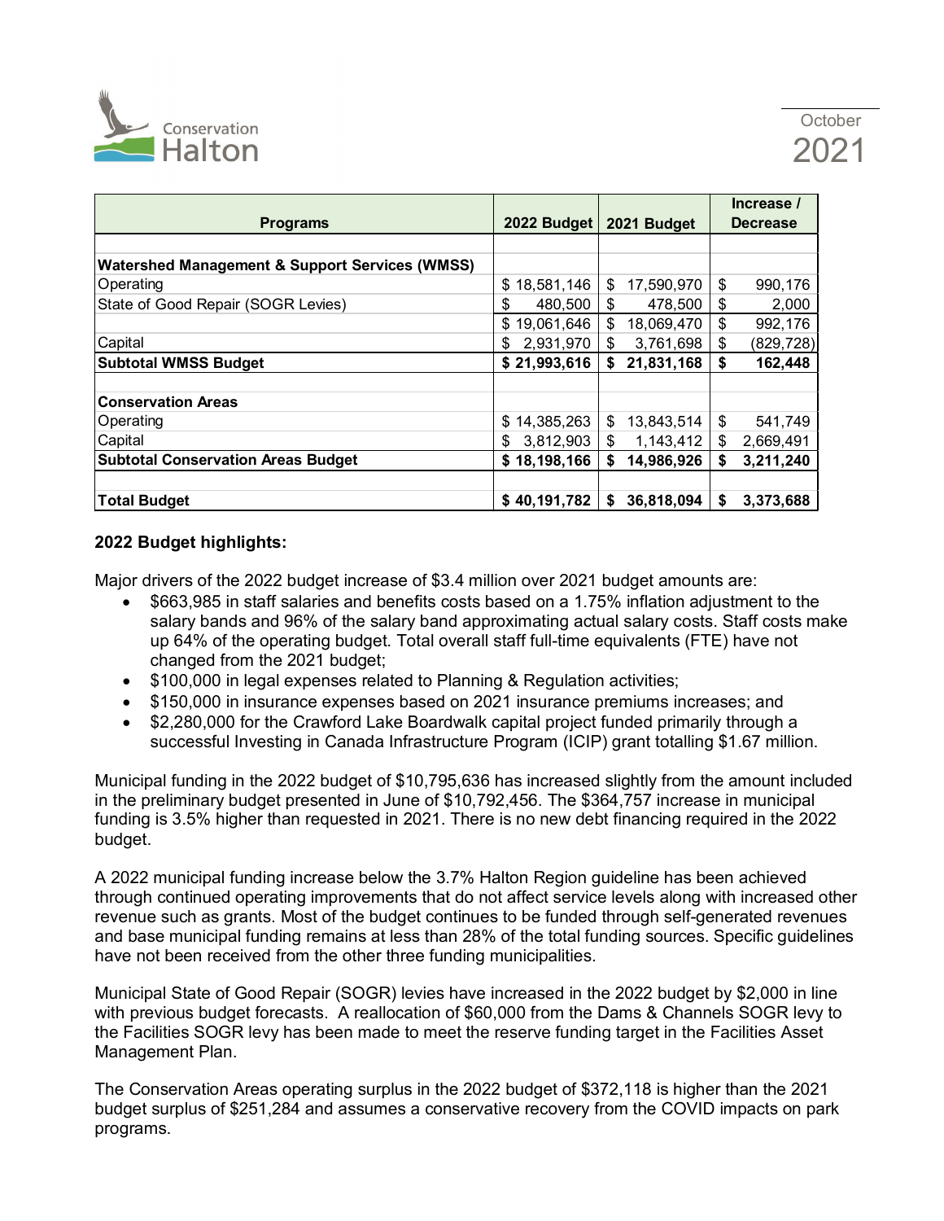| Programs | 2022 Budget | 2021 Budget | Increase / Decrease |
| --- | --- | --- | --- |
| | | | |
| **Watershed Management & Support Services (WMSS)** | | | |
| Operating | $ 18,581,146 | $ 17,590,970 | $ 990,176 |
| State of Good Repair (SOGR Levies) | $ 480,500 | $ 478,500 | $ 2,000 |
| | $ 19,061,646 | $ 18,069,470 | $ 992,176 |
| Capital | $ 2,931,970 | $ 3,761,698 | $ (829,728) |
| **Subtotal WMSS Budget** | **$ 21,993,616** | **$ 21,831,168** | **$ 162,448** |
| | | | |
| **Conservation Areas** | | | |
| Operating | $ 14,385,263 | $ 13,843,514 | $ 541,749 |
| Capital | $ 3,812,903 | $ 1,143,412 | $ 2,669,491 |
| **Subtotal Conservation Areas Budget** | **$ 18,198,166** | **$ 14,986,926** | **$ 3,211,240** |
| | | | |
| **Total Budget** | **$ 40,191,782** | **$ 36,818,094** | **$ 3,373,688** |

**2022 Budget highlights:**

Major drivers of the 2022 budget increase of $3.4 million over 2021 budget amounts are:

- $663,985 in staff salaries and benefits costs based on a 1.75% inflation adjustment to the salary bands and 96% of the salary band approximating actual salary costs. Staff costs make up 64% of the operating budget. Total overall staff full-time equivalents (FTE) have not changed from the 2021 budget;
- $100,000 in legal expenses related to Planning & Regulation activities;
- $150,000 in insurance expenses based on 2021 insurance premiums increases; and
- $2,280,000 for the Crawford Lake Boardwalk capital project funded primarily through a successful Investing in Canada Infrastructure Program (ICIP) grant totalling $1.67 million.

Municipal funding in the 2022 budget of $10,795,636 has increased slightly from the amount included in the preliminary budget presented in June of $10,792,456. The $364,757 increase in municipal funding is 3.5% higher than requested in 2021. There is no new debt financing required in the 2022 budget.

A 2022 municipal funding increase below the 3.7% Halton Region guideline has been achieved through continued operating improvements that do not affect service levels along with increased other revenue such as grants. Most of the budget continues to be funded through self-generated revenues and base municipal funding remains at less than 28% of the total funding sources. Specific guidelines have not been received from the other three funding municipalities.

Municipal State of Good Repair (SOGR) levies have increased in the 2022 budget by $2,000 in line with previous budget forecasts. A reallocation of $60,000 from the Dams & Channels SOGR levy to the Facilities SOGR levy has been made to meet the reserve funding target in the Facilities Asset Management Plan.

The Conservation Areas operating surplus in the 2022 budget of $372,118 is higher than the 2021 budget surplus of $251,284 and assumes a conservative recovery from the COVID impacts on park programs.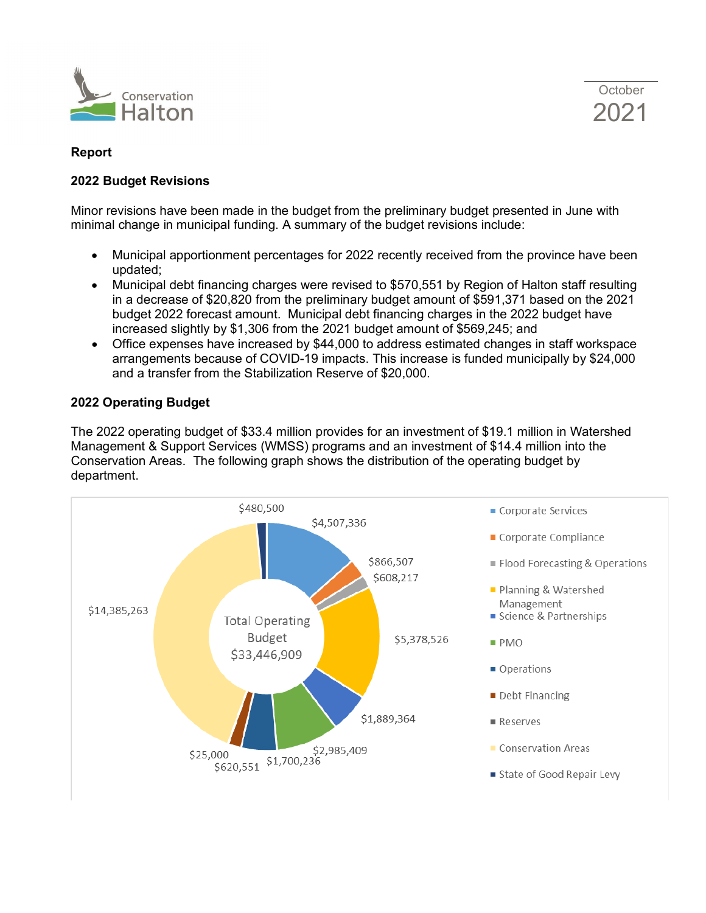Conservation Halton

October 2021

**Report**

**2022 Budget Revisions**

Minor revisions have been made in the budget from the preliminary budget presented in June with minimal change in municipal funding. A summary of the budget revisions include:

- Municipal apportionment percentages for 2022 recently received from the province have been updated;
- Municipal debt financing charges were revised to $570,551 by Region of Halton staff resulting in a decrease of $20,820 from the preliminary budget amount of $591,371 based on the 2021 budget 2022 forecast amount. Municipal debt financing charges in the 2022 budget have increased slightly by $1,306 from the 2021 budget amount of $569,245; and
- Office expenses have increased by $44,000 to address estimated changes in staff workspace arrangements because of COVID-19 impacts. This increase is funded municipally by $24,000 and a transfer from the Stabilization Reserve of $20,000.

**2022 Operating Budget**

The 2022 operating budget of $33.4 million provides for an investment of $19.1 million in Watershed Management & Support Services (WMSS) programs and an investment of $14.4 million into the Conservation Areas. The following graph shows the distribution of the operating budget by department.

Total Operating Budget $33,446,909

| Department | Amount |
|---|---|
| Corporate Services | $4,507,336 |
| Corporate Compliance | $866,507 |
| Flood Forecasting & Operations | $608,217 |
| Planning & Watershed Management | $5,378,526 |
| Science & Partnerships | $1,889,364 |
| PMO | $2,985,409 |
| Operations | $1,700,236 |
| Debt Financing | $620,551 |
| Reserves | $25,000 |
| Conservation Areas | $14,385,263 |
| State of Good Repair Levy | $480,500 |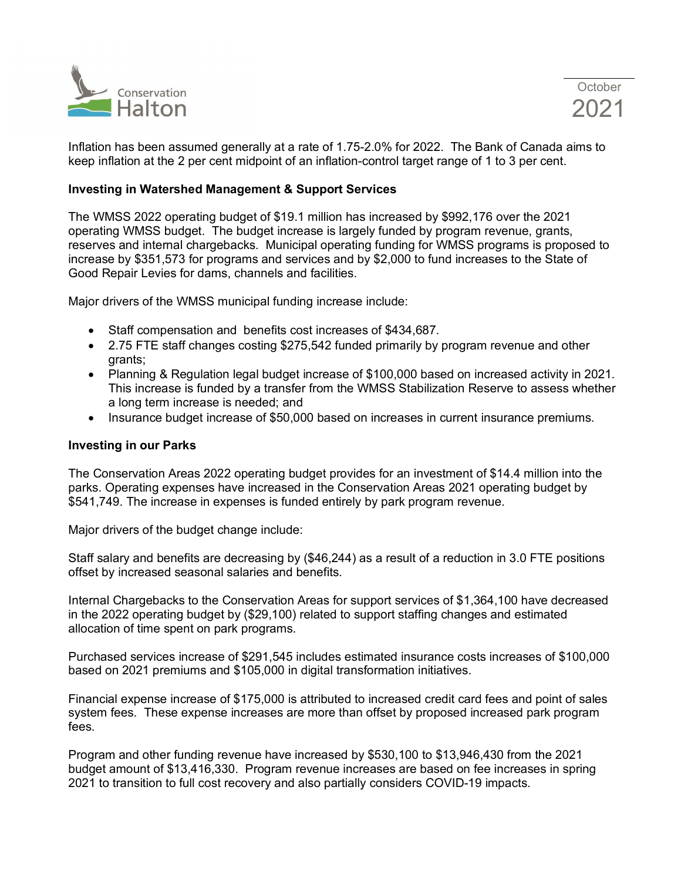Inflation has been assumed generally at a rate of 1.75-2.0% for 2022. The Bank of Canada aims to keep inflation at the 2 per cent midpoint of an inflation-control target range of 1 to 3 per cent.

**Investing in Watershed Management & Support Services**

The WMSS 2022 operating budget of $19.1 million has increased by $992,176 over the 2021 operating WMSS budget. The budget increase is largely funded by program revenue, grants, reserves and internal chargebacks. Municipal operating funding for WMSS programs is proposed to increase by $351,573 for programs and services and by $2,000 to fund increases to the State of Good Repair Levies for dams, channels and facilities.

Major drivers of the WMSS municipal funding increase include:

- Staff compensation and benefits cost increases of $434,687.
- 2.75 FTE staff changes costing $275,542 funded primarily by program revenue and other grants;
- Planning & Regulation legal budget increase of $100,000 based on increased activity in 2021. This increase is funded by a transfer from the WMSS Stabilization Reserve to assess whether a long term increase is needed; and
- Insurance budget increase of $50,000 based on increases in current insurance premiums.

**Investing in our Parks**

The Conservation Areas 2022 operating budget provides for an investment of $14.4 million into the parks. Operating expenses have increased in the Conservation Areas 2021 operating budget by $541,749. The increase in expenses is funded entirely by park program revenue.

Major drivers of the budget change include:

Staff salary and benefits are decreasing by ($46,244) as a result of a reduction in 3.0 FTE positions offset by increased seasonal salaries and benefits.

Internal Chargebacks to the Conservation Areas for support services of $1,364,100 have decreased in the 2022 operating budget by ($29,100) related to support staffing changes and estimated allocation of time spent on park programs.

Purchased services increase of $291,545 includes estimated insurance costs increases of $100,000 based on 2021 premiums and $105,000 in digital transformation initiatives.

Financial expense increase of $175,000 is attributed to increased credit card fees and point of sales system fees. These expense increases are more than offset by proposed increased park program fees.

Program and other funding revenue have increased by $530,100 to $13,946,430 from the 2021 budget amount of $13,416,330. Program revenue increases are based on fee increases in spring 2021 to transition to full cost recovery and also partially considers COVID-19 impacts.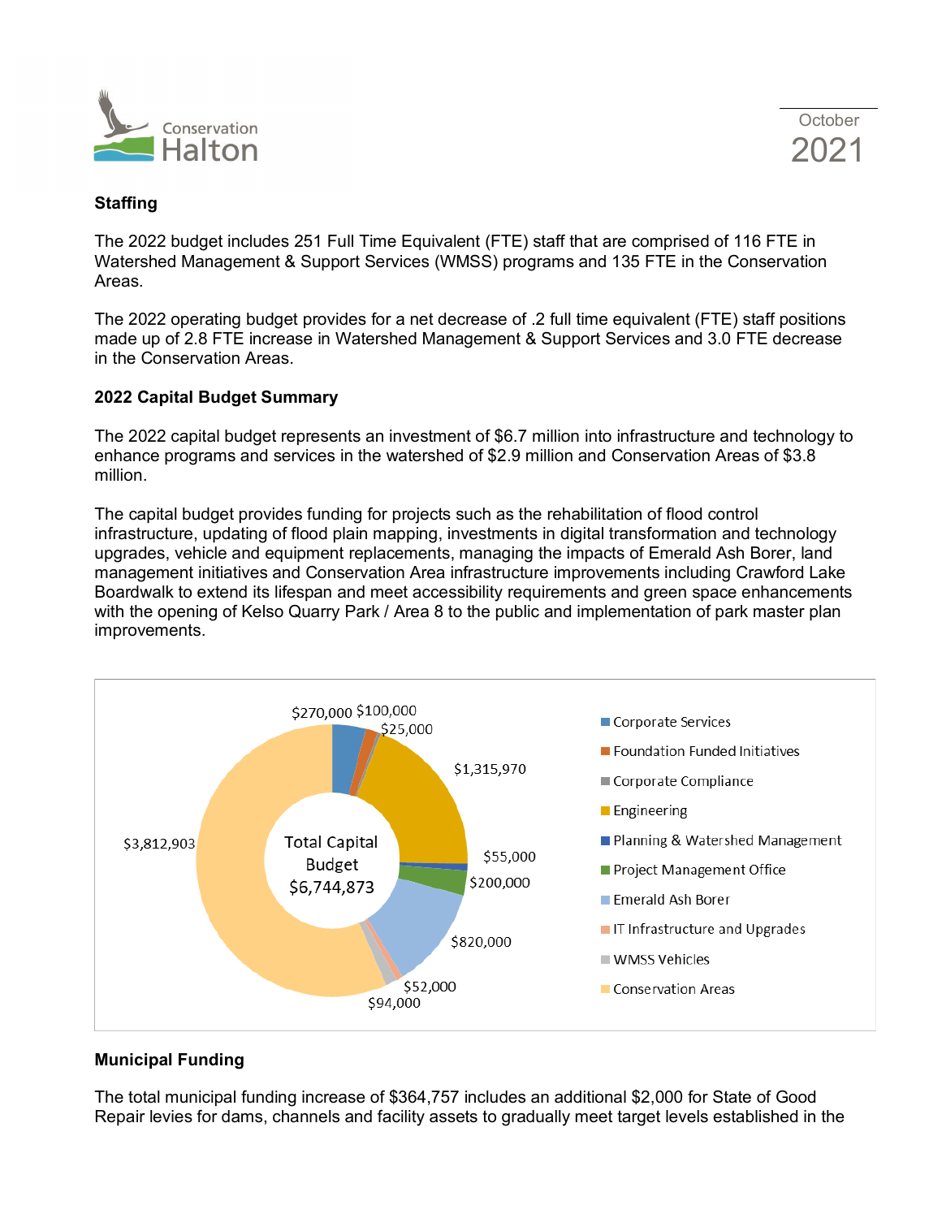## Staffing

The 2022 budget includes 251 Full Time Equivalent (FTE) staff that are comprised of 116 FTE in Watershed Management & Support Services (WMSS) programs and 135 FTE in the Conservation Areas.

The 2022 operating budget provides for a net decrease of .2 full time equivalent (FTE) staff positions made up of 2.8 FTE increase in Watershed Management & Support Services and 3.0 FTE decrease in the Conservation Areas.

## 2022 Capital Budget Summary

The 2022 capital budget represents an investment of $6.7 million into infrastructure and technology to enhance programs and services in the watershed of $2.9 million and Conservation Areas of $3.8 million.

The capital budget provides funding for projects such as the rehabilitation of flood control infrastructure, updating of flood plain mapping, investments in digital transformation and technology upgrades, vehicle and equipment replacements, managing the impacts of Emerald Ash Borer, land management initiatives and Conservation Area infrastructure improvements including Crawford Lake Boardwalk to extend its lifespan and meet accessibility requirements and green space enhancements with the opening of Kelso Quarry Park / Area 8 to the public and implementation of park master plan improvements.

Total Capital Budget $6,744,873

| Category | Amount |
|---|---|
| Corporate Services | $270,000 |
| Foundation Funded Initiatives | $100,000 |
| Corporate Compliance | $25,000 |
| Engineering | $1,315,970 |
| Planning & Watershed Management | $55,000 |
| Project Management Office | $200,000 |
| Emerald Ash Borer | $820,000 |
| IT Infrastructure and Upgrades | $52,000 |
| WMSS Vehicles | $94,000 |
| Conservation Areas | $3,812,903 |

## Municipal Funding

The total municipal funding increase of $364,757 includes an additional $2,000 for State of Good Repair levies for dams, channels and facility assets to gradually meet target levels established in the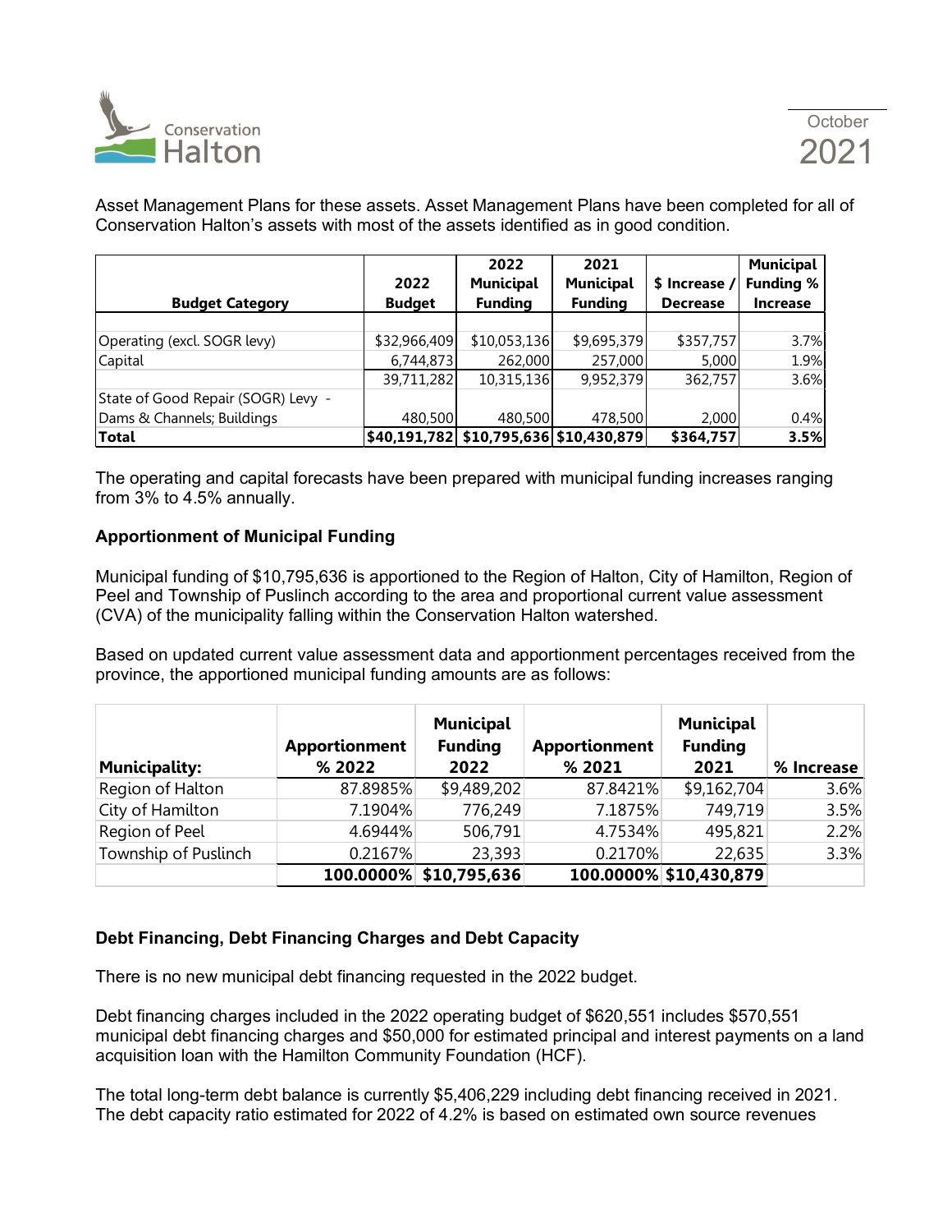Asset Management Plans for these assets. Asset Management Plans have been completed for all of Conservation Halton's assets with most of the assets identified as in good condition.

| Budget Category | 2022 Budget | 2022 Municipal Funding | 2021 Municipal Funding | $ Increase / Decrease | Municipal Funding % Increase |
|---|---|---|---|---|---|
| Operating (excl. SOGR levy) | $32,966,409 | $10,053,136 | $9,695,379 | $357,757 | 3.7% |
| Capital | 6,744,873 | 262,000 | 257,000 | 5,000 | 1.9% |
| | 39,711,282 | 10,315,136 | 9,952,379 | 362,757 | 3.6% |
| State of Good Repair (SOGR) Levy - Dams & Channels; Buildings | 480,500 | 480,500 | 478,500 | 2,000 | 0.4% |
| **Total** | **$40,191,782** | **$10,795,636** | **$10,430,879** | **$364,757** | **3.5%** |

The operating and capital forecasts have been prepared with municipal funding increases ranging from 3% to 4.5% annually.

**Apportionment of Municipal Funding**

Municipal funding of $10,795,636 is apportioned to the Region of Halton, City of Hamilton, Region of Peel and Township of Puslinch according to the area and proportional current value assessment (CVA) of the municipality falling within the Conservation Halton watershed.

Based on updated current value assessment data and apportionment percentages received from the province, the apportioned municipal funding amounts are as follows:

| Municipality: | Apportionment % 2022 | Municipal Funding 2022 | Apportionment % 2021 | Municipal Funding 2021 | % Increase |
|---|---|---|---|---|---|
| Region of Halton | 87.8985% | $9,489,202 | 87.8421% | $9,162,704 | 3.6% |
| City of Hamilton | 7.1904% | 776,249 | 7.1875% | 749,719 | 3.5% |
| Region of Peel | 4.6944% | 506,791 | 4.7534% | 495,821 | 2.2% |
| Township of Puslinch | 0.2167% | 23,393 | 0.2170% | 22,635 | 3.3% |
| | **100.0000%** | **$10,795,636** | **100.0000%** | **$10,430,879** | |

**Debt Financing, Debt Financing Charges and Debt Capacity**

There is no new municipal debt financing requested in the 2022 budget.

Debt financing charges included in the 2022 operating budget of $620,551 includes $570,551 municipal debt financing charges and $50,000 for estimated principal and interest payments on a land acquisition loan with the Hamilton Community Foundation (HCF).

The total long-term debt balance is currently $5,406,229 including debt financing received in 2021. The debt capacity ratio estimated for 2022 of 4.2% is based on estimated own source revenues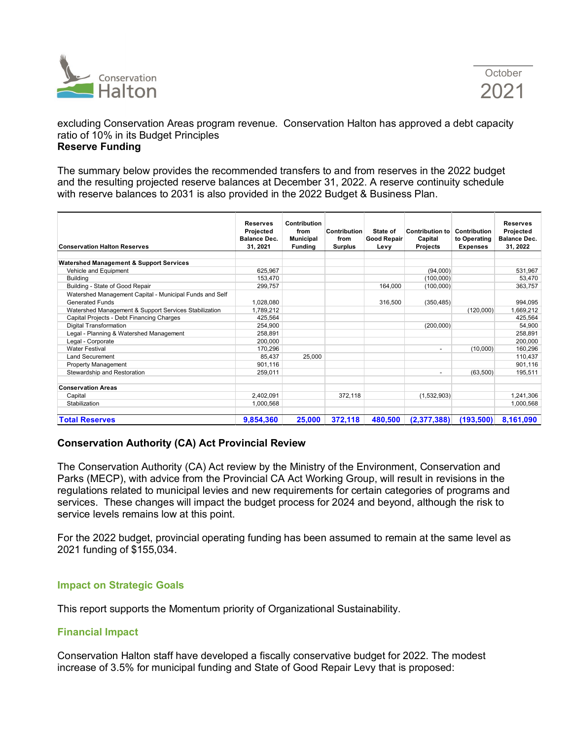excluding Conservation Areas program revenue. Conservation Halton has approved a debt capacity ratio of 10% in its Budget Principles

**Reserve Funding**

The summary below provides the recommended transfers to and from reserves in the 2022 budget and the resulting projected reserve balances at December 31, 2022. A reserve continuity schedule with reserve balances to 2031 is also provided in the 2022 Budget & Business Plan.

| Conservation Halton Reserves | Reserves Projected Balance Dec. 31, 2021 | Contribution from Municipal Funding | Contribution from Surplus | State of Good Repair Levy | Contribution to Capital Projects | Contribution to Operating Expenses | Reserves Projected Balance Dec. 31, 2022 |
|---|---|---|---|---|---|---|---|
| **Watershed Management & Support Services** | | | | | | | |
| Vehicle and Equipment | 625,967 | | | | (94,000) | | 531,967 |
| Building | 153,470 | | | | (100,000) | | 53,470 |
| Building - State of Good Repair | 299,757 | | | 164,000 | (100,000) | | 363,757 |
| Watershed Management Capital - Municipal Funds and Self Generated Funds | 1,028,080 | | | 316,500 | (350,485) | | 994,095 |
| Watershed Management & Support Services Stabilization | 1,789,212 | | | | | (120,000) | 1,669,212 |
| Capital Projects - Debt Financing Charges | 425,564 | | | | | | 425,564 |
| Digital Transformation | 254,900 | | | | (200,000) | | 54,900 |
| Legal - Planning & Watershed Management | 258,891 | | | | | | 258,891 |
| Legal - Corporate | 200,000 | | | | | | 200,000 |
| Water Festival | 170,296 | | | | - | (10,000) | 160,296 |
| Land Securement | 85,437 | 25,000 | | | | | 110,437 |
| Property Management | 901,116 | | | | | | 901,116 |
| Stewardship and Restoration | 259,011 | | | | - | (63,500) | 195,511 |
| **Conservation Areas** | | | | | | | |
| Capital | 2,402,091 | | 372,118 | | (1,532,903) | | 1,241,306 |
| Stabilization | 1,000,568 | | | | | | 1,000,568 |
| **Total Reserves** | **9,854,360** | **25,000** | **372,118** | **480,500** | **(2,377,388)** | **(193,500)** | **8,161,090** |

**Conservation Authority (CA) Act Provincial Review**

The Conservation Authority (CA) Act review by the Ministry of the Environment, Conservation and Parks (MECP), with advice from the Provincial CA Act Working Group, will result in revisions in the regulations related to municipal levies and new requirements for certain categories of programs and services. These changes will impact the budget process for 2024 and beyond, although the risk to service levels remains low at this point.

For the 2022 budget, provincial operating funding has been assumed to remain at the same level as 2021 funding of $155,034.

## Impact on Strategic Goals

This report supports the Momentum priority of Organizational Sustainability.

## Financial Impact

Conservation Halton staff have developed a fiscally conservative budget for 2022. The modest increase of 3.5% for municipal funding and State of Good Repair Levy that is proposed: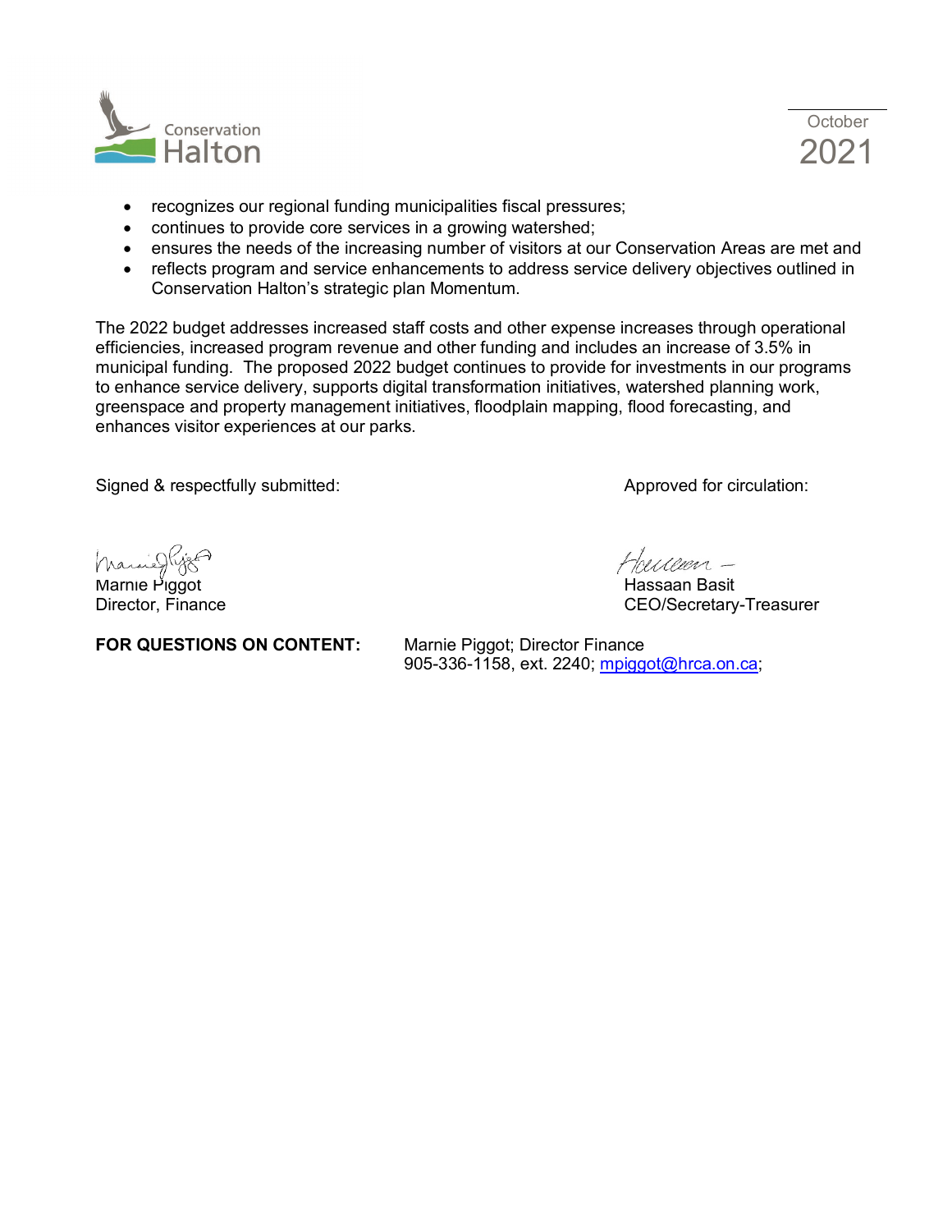- recognizes our regional funding municipalities fiscal pressures;
- continues to provide core services in a growing watershed;
- ensures the needs of the increasing number of visitors at our Conservation Areas are met and
- reflects program and service enhancements to address service delivery objectives outlined in Conservation Halton's strategic plan Momentum.

The 2022 budget addresses increased staff costs and other expense increases through operational efficiencies, increased program revenue and other funding and includes an increase of 3.5% in municipal funding. The proposed 2022 budget continues to provide for investments in our programs to enhance service delivery, supports digital transformation initiatives, watershed planning work, greenspace and property management initiatives, floodplain mapping, flood forecasting, and enhances visitor experiences at our parks.

Signed & respectfully submitted:

Marnie Piggot
Director, Finance

Approved for circulation:

Hassaan Basit
CEO/Secretary-Treasurer

**FOR QUESTIONS ON CONTENT:** Marnie Piggot; Director Finance
905-336-1158, ext. 2240; mpiggot@hrca.on.ca;